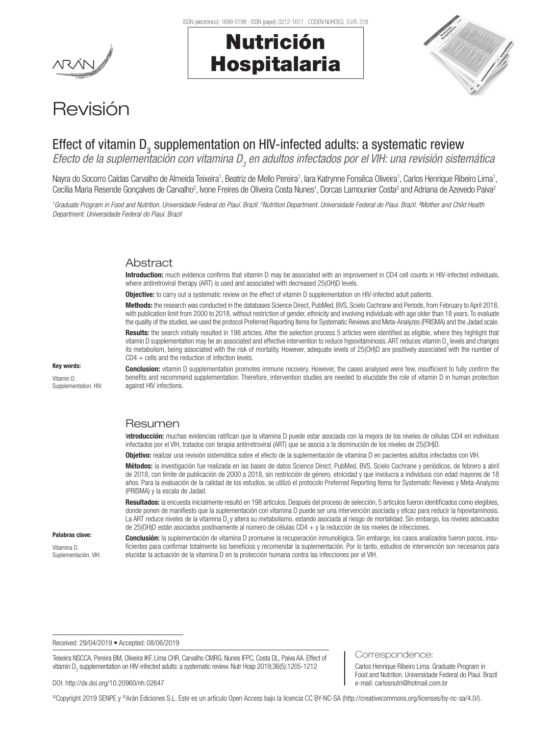# Revisión

## Effect of vitamin $D_3$ supplementation on HIV-infected adults: a systematic review

*Efecto de la suplementación con vitamina $D_3$ en adultos infectados por el VIH: una revisión sistemática*

Nayra do Socorro Caldas Carvalho de Almeida Teixeira[1], Beatriz de Mello Pereira[1], Iara Katrynne Fonsêca Oliveira[1], Carlos Henrique Ribeiro Lima[1], Cecília Maria Resende Gonçalves de Carvalho[2], Ivone Freires de Oliveira Costa Nunes[1], Dorcas Lamounier Costa[3] and Adriana de Azevedo Paiva[2]

[1]*Graduate Program in Food and Nutrition. Universidade Federal do Piauí. Brazil.* [2]*Nutrition Department. Universidade Federal do Piauí. Brazil.* [3]*Mother and Child Health Department. Universidade Federal do Piauí. Brazil*

### Abstract

**Introduction:** much evidence confirms that vitamin D may be associated with an improvement in CD4 cell counts in HIV-infected individuals, where antiretroviral therapy (ART) is used and associated with decreased 25(OH)D levels.

**Objective:** to carry out a systematic review on the effect of vitamin D supplementation on HIV-infected adult patients.

**Methods:** the research was conducted in the databases Science Direct, PubMed, BVS, Scielo Cochrane and Periods, from February to April 2018, with publication limit from 2000 to 2018, without restriction of gender, ethnicity and involving individuals with age older than 18 years. To evaluate the quality of the studies, we used the protocol Preferred Reporting Items for Systematic Reviews and Meta-Analyzes (PRISMA) and the Jadad scale.

**Results:** the search initially resulted in 198 articles. After the selection process 5 articles were identified as eligible, where they highlight that vitamin D supplementation may be an associated and effective intervention to reduce hypovitaminosis. ART reduces vitamin $D_3$ levels and changes its metabolism, being associated with the risk of mortality. However, adequate levels of 25(OH)D are positively associated with the number of CD4 + cells and the reduction of infection levels.

**Conclusion:** vitamin D supplementation promotes immune recovery. However, the cases analysed were few, insufficient to fully confirm the benefits and recommend supplementation. Therefore, intervention studies are needed to elucidate the role of vitamin D in human protection against HIV infections.

**Key words:**

Vitamin D. Supplementation. HIV.

### Resumen

**Introducción:** muchas evidencias ratifican que la vitamina D puede estar asociada con la mejora de los niveles de células CD4 en individuos infectados por el VIH, tratados con terapia antirretroviral (ART) que se asocia a la disminución de los niveles de 25(OH)D.

**Objetivo:** realizar una revisión sistemática sobre el efecto de la suplementación de vitamina D en pacientes adultos infectados con VIH.

**Métodos:** la investigación fue realizada en las bases de datos Science Direct, PubMed, BVS, Scielo Cochrane y periódicos, de febrero a abril de 2018, con límite de publicación de 2000 a 2018, sin restricción de género, etnicidad y que involucra a individuos con edad mayores de 18 años. Para la evaluación de la calidad de los estudios, se utilizó el protocolo Preferred Reporting Items for Systematic Reviews y Meta-Analyzes (PRISMA) y la escala de Jadad.

**Resultados:** la encuesta inicialmente resultó en 198 artículos. Después del proceso de selección, 5 artículos fueron identificados como elegibles, donde ponen de manifiesto que la suplementación con vitamina D puede ser una intervención asociada y eficaz para reducir la hipovitaminosis. La ART reduce niveles de la vitamina $D_3$ y altera su metabolismo, estando asociada al riesgo de mortalidad. Sin embargo, los niveles adecuados de 25(OH)D están asociados positivamente al número de células CD4 + y la reducción de los niveles de infecciones.

**Conclusión:** la suplementación de vitamina D promueve la recuperación inmunológica. Sin embargo, los casos analizados fueron pocos, insuficientes para confirmar totalmente los beneficios y recomendar la suplementación. Por lo tanto, estudios de intervención son necesarios para elucidar la actuación de la vitamina D en la protección humana contra las infecciones por el VIH.

**Palabras clave:**

Vitamina D. Suplementación. VIH.

Received: 29/04/2019 • Accepted: 08/06/2019

Teixeira NSCCA, Pereira BM, Oliveira IKF, Lima CHR, Carvalho CMRG, Nunes IFPC, Costa DL, Paiva AA. Effect of vitamin $D_3$ supplementation on HIV-infected adults: a systematic review. Nutr Hosp 2019;36(5):1205-1212

DOI: http://dx.doi.org/10.20960/nh.02647

Correspondence:

Carlos Henrique Ribeiro Lima. Graduate Program in Food and Nutrition. Universidade Federal do Piauí. Brazil
e-mail: carlosnutri@hotmail.com.br

©Copyright 2019 SENPE y ©Arán Ediciones S.L. Este es un artículo Open Access bajo la licencia CC BY-NC-SA (http://creativecommons.org/licenses/by-nc-sa/4.0/).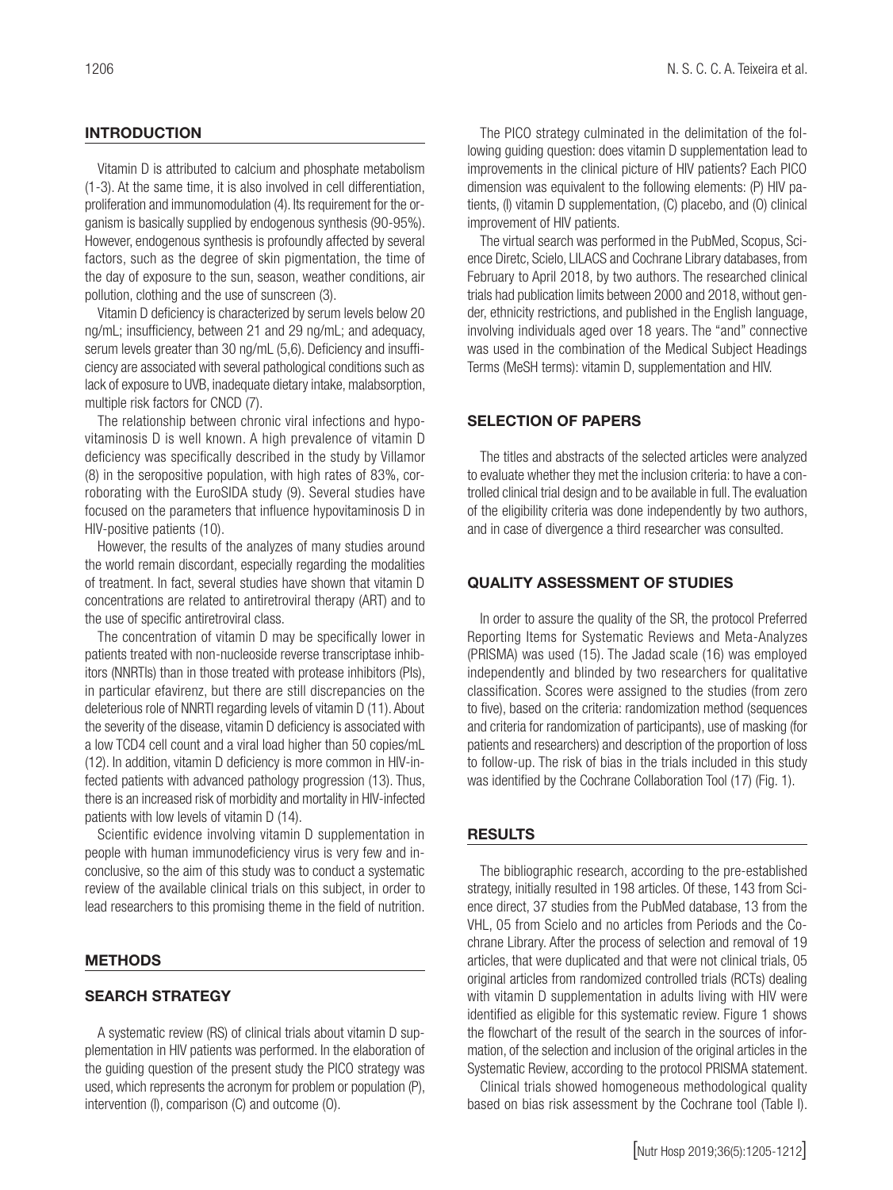## INTRODUCTION

Vitamin D is attributed to calcium and phosphate metabolism (1-3). At the same time, it is also involved in cell differentiation, proliferation and immunomodulation (4). Its requirement for the organism is basically supplied by endogenous synthesis (90-95%). However, endogenous synthesis is profoundly affected by several factors, such as the degree of skin pigmentation, the time of the day of exposure to the sun, season, weather conditions, air pollution, clothing and the use of sunscreen (3).

Vitamin D deficiency is characterized by serum levels below 20 ng/mL; insufficiency, between 21 and 29 ng/mL; and adequacy, serum levels greater than 30 ng/mL (5,6). Deficiency and insufficiency are associated with several pathological conditions such as lack of exposure to UVB, inadequate dietary intake, malabsorption, multiple risk factors for CNCD (7).

The relationship between chronic viral infections and hypovitaminosis D is well known. A high prevalence of vitamin D deficiency was specifically described in the study by Villamor (8) in the seropositive population, with high rates of 83%, corroborating with the EuroSIDA study (9). Several studies have focused on the parameters that influence hypovitaminosis D in HIV-positive patients (10).

However, the results of the analyzes of many studies around the world remain discordant, especially regarding the modalities of treatment. In fact, several studies have shown that vitamin D concentrations are related to antiretroviral therapy (ART) and to the use of specific antiretroviral class.

The concentration of vitamin D may be specifically lower in patients treated with non-nucleoside reverse transcriptase inhibitors (NNRTIs) than in those treated with protease inhibitors (PIs), in particular efavirenz, but there are still discrepancies on the deleterious role of NNRTI regarding levels of vitamin D (11). About the severity of the disease, vitamin D deficiency is associated with a low TCD4 cell count and a viral load higher than 50 copies/mL (12). In addition, vitamin D deficiency is more common in HIV-infected patients with advanced pathology progression (13). Thus, there is an increased risk of morbidity and mortality in HIV-infected patients with low levels of vitamin D (14).

Scientific evidence involving vitamin D supplementation in people with human immunodeficiency virus is very few and inconclusive, so the aim of this study was to conduct a systematic review of the available clinical trials on this subject, in order to lead researchers to this promising theme in the field of nutrition.

## METHODS

### SEARCH STRATEGY

A systematic review (RS) of clinical trials about vitamin D supplementation in HIV patients was performed. In the elaboration of the guiding question of the present study the PICO strategy was used, which represents the acronym for problem or population (P), intervention (I), comparison (C) and outcome (O).

The PICO strategy culminated in the delimitation of the following guiding question: does vitamin D supplementation lead to improvements in the clinical picture of HIV patients? Each PICO dimension was equivalent to the following elements: (P) HIV patients, (I) vitamin D supplementation, (C) placebo, and (O) clinical improvement of HIV patients.

The virtual search was performed in the PubMed, Scopus, Science Diretc, Scielo, LILACS and Cochrane Library databases, from February to April 2018, by two authors. The researched clinical trials had publication limits between 2000 and 2018, without gender, ethnicity restrictions, and published in the English language, involving individuals aged over 18 years. The "and" connective was used in the combination of the Medical Subject Headings Terms (MeSH terms): vitamin D, supplementation and HIV.

### SELECTION OF PAPERS

The titles and abstracts of the selected articles were analyzed to evaluate whether they met the inclusion criteria: to have a controlled clinical trial design and to be available in full. The evaluation of the eligibility criteria was done independently by two authors, and in case of divergence a third researcher was consulted.

### QUALITY ASSESSMENT OF STUDIES

In order to assure the quality of the SR, the protocol Preferred Reporting Items for Systematic Reviews and Meta-Analyzes (PRISMA) was used (15). The Jadad scale (16) was employed independently and blinded by two researchers for qualitative classification. Scores were assigned to the studies (from zero to five), based on the criteria: randomization method (sequences and criteria for randomization of participants), use of masking (for patients and researchers) and description of the proportion of loss to follow-up. The risk of bias in the trials included in this study was identified by the Cochrane Collaboration Tool (17) (Fig. 1).

## RESULTS

The bibliographic research, according to the pre-established strategy, initially resulted in 198 articles. Of these, 143 from Science direct, 37 studies from the PubMed database, 13 from the VHL, 05 from Scielo and no articles from Periods and the Cochrane Library. After the process of selection and removal of 19 articles, that were duplicated and that were not clinical trials, 05 original articles from randomized controlled trials (RCTs) dealing with vitamin D supplementation in adults living with HIV were identified as eligible for this systematic review. Figure 1 shows the flowchart of the result of the search in the sources of information, of the selection and inclusion of the original articles in the Systematic Review, according to the protocol PRISMA statement.

Clinical trials showed homogeneous methodological quality based on bias risk assessment by the Cochrane tool (Table I).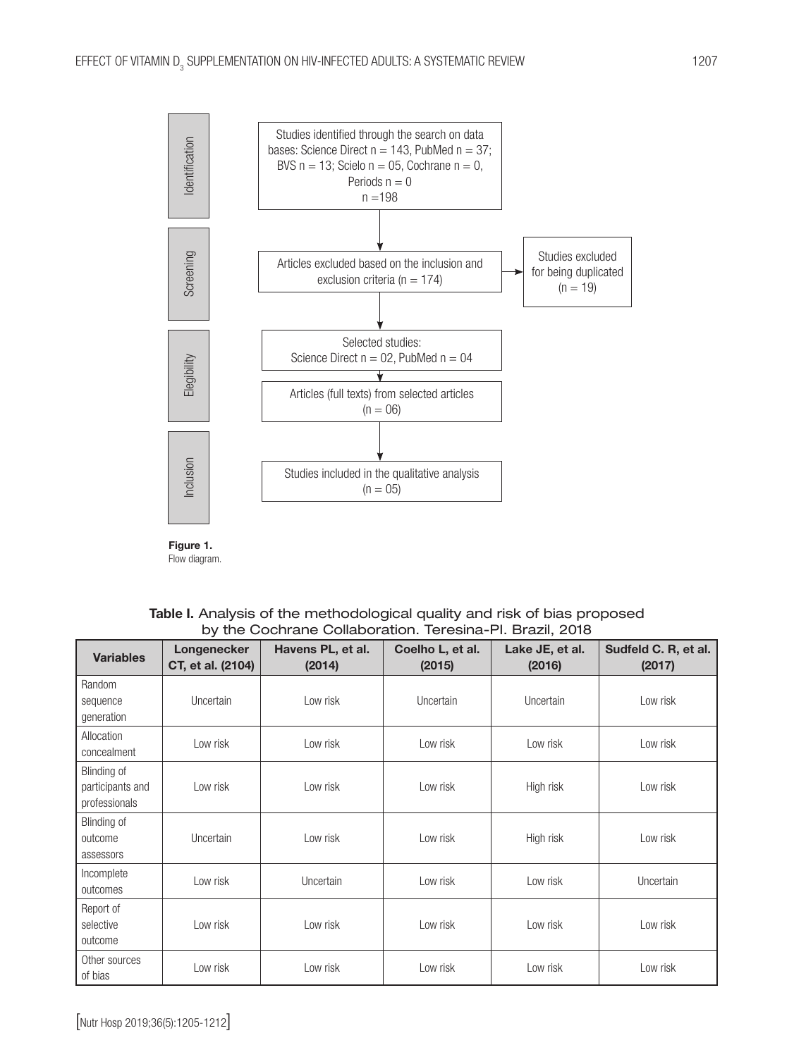Identification

Studies identified through the search on data bases: Science Direct n = 143, PubMed n = 37; BVS n = 13; Scielo n = 05, Cochrane n = 0, Periods n = 0
n =198

Screening

Articles excluded based on the inclusion and exclusion criteria (n = 174)

Studies excluded for being duplicated (n = 19)

Elegibility

Selected studies:
Science Direct n = 02, PubMed n = 04

Articles (full texts) from selected articles (n = 06)

Inclusion

Studies included in the qualitative analysis (n = 05)

**Figure 1.**
Flow diagram.

**Table I.** Analysis of the methodological quality and risk of bias proposed by the Cochrane Collaboration. Teresina-PI. Brazil, 2018

| Variables | Longenecker CT, et al. (2104) | Havens PL, et al. (2014) | Coelho L, et al. (2015) | Lake JE, et al. (2016) | Sudfeld C. R, et al. (2017) |
|---|---|---|---|---|---|
| Random sequence generation | Uncertain | Low risk | Uncertain | Uncertain | Low risk |
| Allocation concealment | Low risk | Low risk | Low risk | Low risk | Low risk |
| Blinding of participants and professionals | Low risk | Low risk | Low risk | High risk | Low risk |
| Blinding of outcome assessors | Uncertain | Low risk | Low risk | High risk | Low risk |
| Incomplete outcomes | Low risk | Uncertain | Low risk | Low risk | Uncertain |
| Report of selective outcome | Low risk | Low risk | Low risk | Low risk | Low risk |
| Other sources of bias | Low risk | Low risk | Low risk | Low risk | Low risk |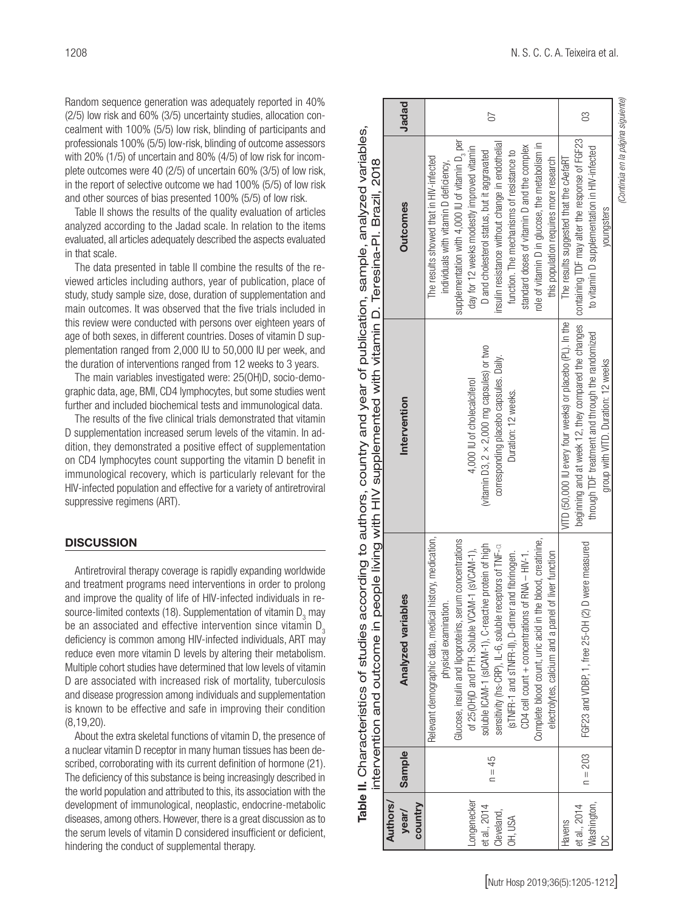Random sequence generation was adequately reported in 40% (2/5) low risk and 60% (3/5) uncertainty studies, allocation concealment with 100% (5/5) low risk, blinding of participants and professionals 100% (5/5) low-risk, blinding of outcome assessors with 20% (1/5) of uncertain and 80% (4/5) of low risk for incomplete outcomes were 40 (2/5) of uncertain 60% (3/5) of low risk, in the report of selective outcome we had 100% (5/5) of low risk and other sources of bias presented 100% (5/5) of low risk.

Table II shows the results of the quality evaluation of articles analyzed according to the Jadad scale. In relation to the items evaluated, all articles adequately described the aspects evaluated in that scale.

The data presented in table II combine the results of the reviewed articles including authors, year of publication, place of study, study sample size, dose, duration of supplementation and main outcomes. It was observed that the five trials included in this review were conducted with persons over eighteen years of age of both sexes, in different countries. Doses of vitamin D supplementation ranged from 2,000 IU to 50,000 IU per week, and the duration of interventions ranged from 12 weeks to 3 years.

The main variables investigated were: 25(OH)D, socio-demographic data, age, BMI, CD4 lymphocytes, but some studies went further and included biochemical tests and immunological data.

The results of the five clinical trials demonstrated that vitamin D supplementation increased serum levels of the vitamin. In addition, they demonstrated a positive effect of supplementation on CD4 lymphocytes count supporting the vitamin D benefit in immunological recovery, which is particularly relevant for the HIV-infected population and effective for a variety of antiretroviral suppressive regimens (ART).

## DISCUSSION

Antiretroviral therapy coverage is rapidly expanding worldwide and treatment programs need interventions in order to prolong and improve the quality of life of HIV-infected individuals in resource-limited contexts (18). Supplementation of vitamin $D_3$ may be an associated and effective intervention since vitamin $D_3$ deficiency is common among HIV-infected individuals, ART may reduce even more vitamin D levels by altering their metabolism. Multiple cohort studies have determined that low levels of vitamin D are associated with increased risk of mortality, tuberculosis and disease progression among individuals and supplementation is known to be effective and safe in improving their condition (8,19,20).

About the extra skeletal functions of vitamin D, the presence of a nuclear vitamin D receptor in many human tissues has been described, corroborating with its current definition of hormone (21). The deficiency of this substance is being increasingly described in the world population and attributed to this, its association with the development of immunological, neoplastic, endocrine-metabolic diseases, among others. However, there is a great discussion as to the serum levels of vitamin D considered insufficient or deficient, hindering the conduct of supplemental therapy.

**Table II.** Characteristics of studies according to authors, country and year of publication, sample, analyzed variables, intervention and outcome in people living with HIV supplemented with vitamin D. Teresina-PI. Brazil, 2018

| Authors/ year/ country | Sample | Analyzed variables | Intervention | Outcomes | Jadad |
|---|---|---|---|---|---|
| Longenecker et al., 2014 Cleveland, OH, USA | n = 45 | Relevant demographic data, medical history, medication, physical examination. Glucose, insulin and lipoproteins, serum concentrations of 25(OH)D and PTH. Soluble VCAM-1 (sVCAM-1), soluble ICAM-1 (sICAM-1), C-reactive protein of high sensitivity (hs-CRP), IL-6, soluble receptors of TNF-α (sTNFR-1 and sTNFR-II), D-dimer and fibrinogen. CD4 cell count + concentrations of RNA – HIV-1. Complete blood count, uric acid in the blood, creatinine, electrolytes, calcium and a panel of liver function | 4,000 IU of cholecalciferol (vitamin D3, 2 × 2,000 mg capsules) or two corresponding placebo capsules. Daily. Duration: 12 weeks. | The results showed that in HIV-infected individuals with vitamin D deficiency, supplementation with 4,000 IU of vitamin $D_3$ per day for 12 weeks modestly improved vitamin D and cholesterol status, but it aggravated insulin resistance without change in endothelial function. The mechanisms of resistance to standard doses of vitamin D and the complex role of vitamin D in glucose, the metabolism in this population requires more research | 07 |
| Havens et al., 2014 Washington, DC | n = 203 | FGF23 and VDBP, 1, free 25-OH (2) D were measured | VITD (50,000 IU every four weeks) or placebo (PL). In the beginning and at week 12, they compared the changes through TDF treatment and through the randomized group with VITD. Duration: 12 weeks | The results suggested that the cAefaRT containing TDF may alter the response of FGF23 to vitamin D supplementation in HIV-infected youngsters | 03 |

*(Continúa en la página siguiente)*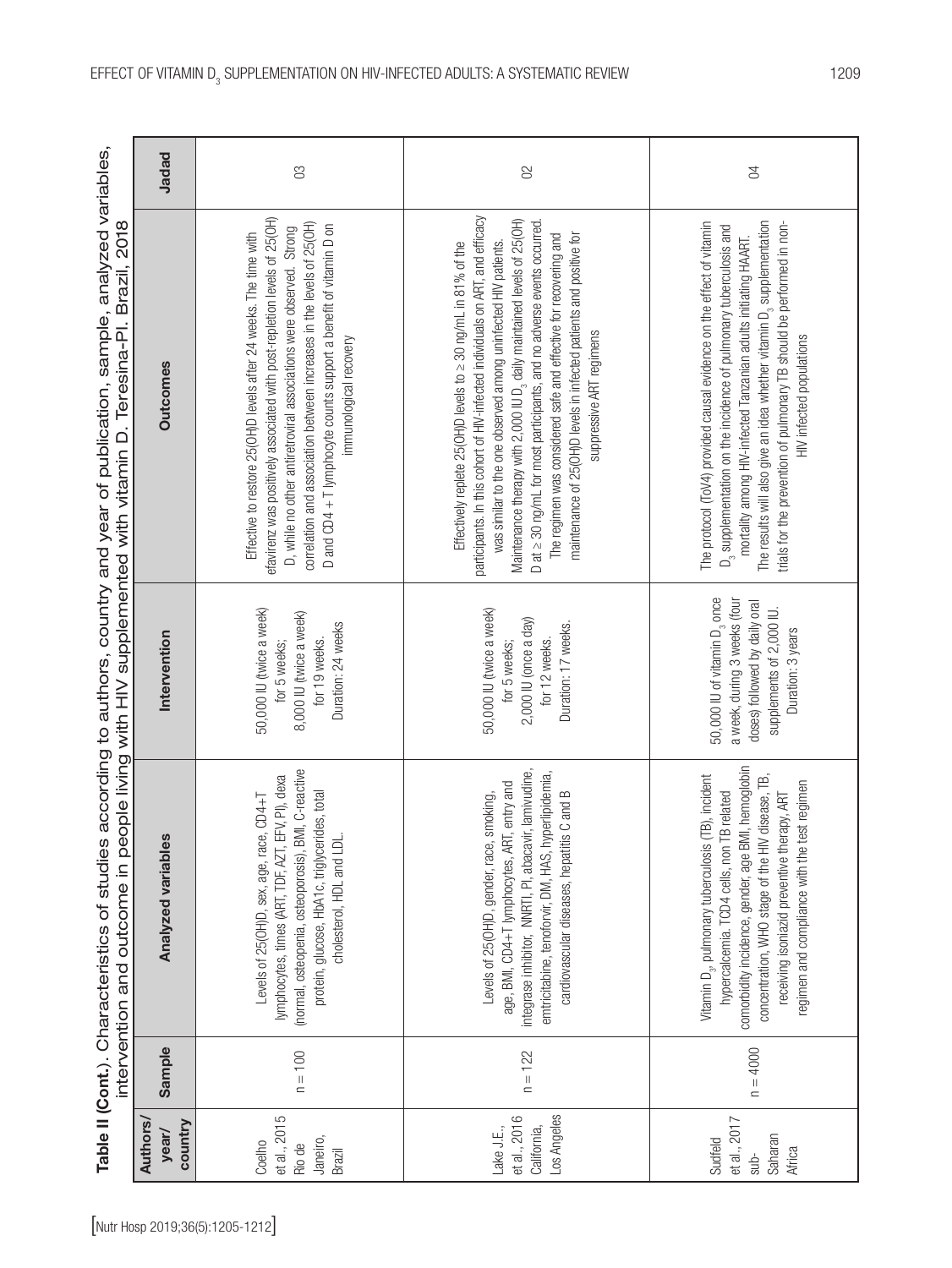**Table II (Cont.).** Characteristics of studies according to authors, country and year of publication, sample, analyzed variables, intervention and outcome in people living with HIV supplemented with vitamin D. Teresina-PI. Brazil, 2018

| Authors/ year/ country | Sample | Analyzed variables | Intervention | Outcomes | Jadad |
|---|---|---|---|---|---|
| Coelho et al., 2015 Rio de Janeiro, Brazil | n = 100 | Levels of 25(OH)D, sex, age, race, CD4+T lymphocytes, times (ART, TDF, AZT, EFV, PI), dexa (normal, osteopenia, osteoporosis), BMI, C-reactive protein, glucose, HbA1c, triglycerides, total cholesterol, HDL and LDL | 50,000 IU (twice a week) for 5 weeks; 8,000 IU (twice a week) for 19 weeks. Duration: 24 weeks | Effective to restore 25(OH)D levels after 24 weeks. The time with efavirenz was positively associated with post-repletion levels of 25(OH) D, while no other antiretroviral associations were observed. Strong correlation and association between increases in the levels of 25(OH) D and CD4 + T lymphocyte counts support a benefit of vitamin D on immunological recovery | 03 |
| Lake J.E., et al., 2016 California, Los Angeles | n = 122 | Levels of 25(OH)D, gender, race, smoking, age, BMI, CD4+T lymphocytes, ART, entry and integrase inhibitor, NNRTI, PI, abacavir, lamivudine, emtricitabine, tenofovir, DM, HAS, hyperlipidemia, cardiovascular diseases, hepatitis C and B | 50,000 IU (twice a week) for 5 weeks; 2,000 IU (once a day) for 12 weeks. Duration: 17 weeks. | Effectively replete 25(OH)D levels to ≥ 30 ng/mL in 81% of the participants. In this cohort of HIV-infected individuals on ART, and efficacy was similar to the one observed among uninfected HIV patients. Maintenance therapy with 2,000 IU $D_3$ daily maintained levels of 25(OH) D at ≥ 30 ng/mL for most participants, and no adverse events occurred. The regimen was considered safe and effective for recovering and maintenance of 25(OH)D levels in infected patients and positive for suppressive ART regimens | 02 |
| Sudfeld et al., 2017 sub-Saharan Africa | n = 4000 | Vitamin $D_3$, pulmonary tuberculosis (TB), incident hypercalcemia. TCD4 cells, non TB related comorbidity incidence, gender, age BMI, hemoglobin concentration, WHO stage of the HIV disease, TB, receiving isoniazid preventive therapy, ART regimen and compliance with the test regimen | 50,000 IU of vitamin $D_3$ once a week, during 3 weeks (four doses) followed by daily oral supplements of 2,000 IU. Duration: 3 years | The protocol (ToV4) provided causal evidence on the effect of vitamin $D_3$ supplementation on the incidence of pulmonary tuberculosis and mortality among HIV-infected Tanzanian adults initiating HAART. The results will also give an idea whether vitamin $D_3$ supplementation trials for the prevention of pulmonary TB should be performed in non-HIV infected populations | 04 |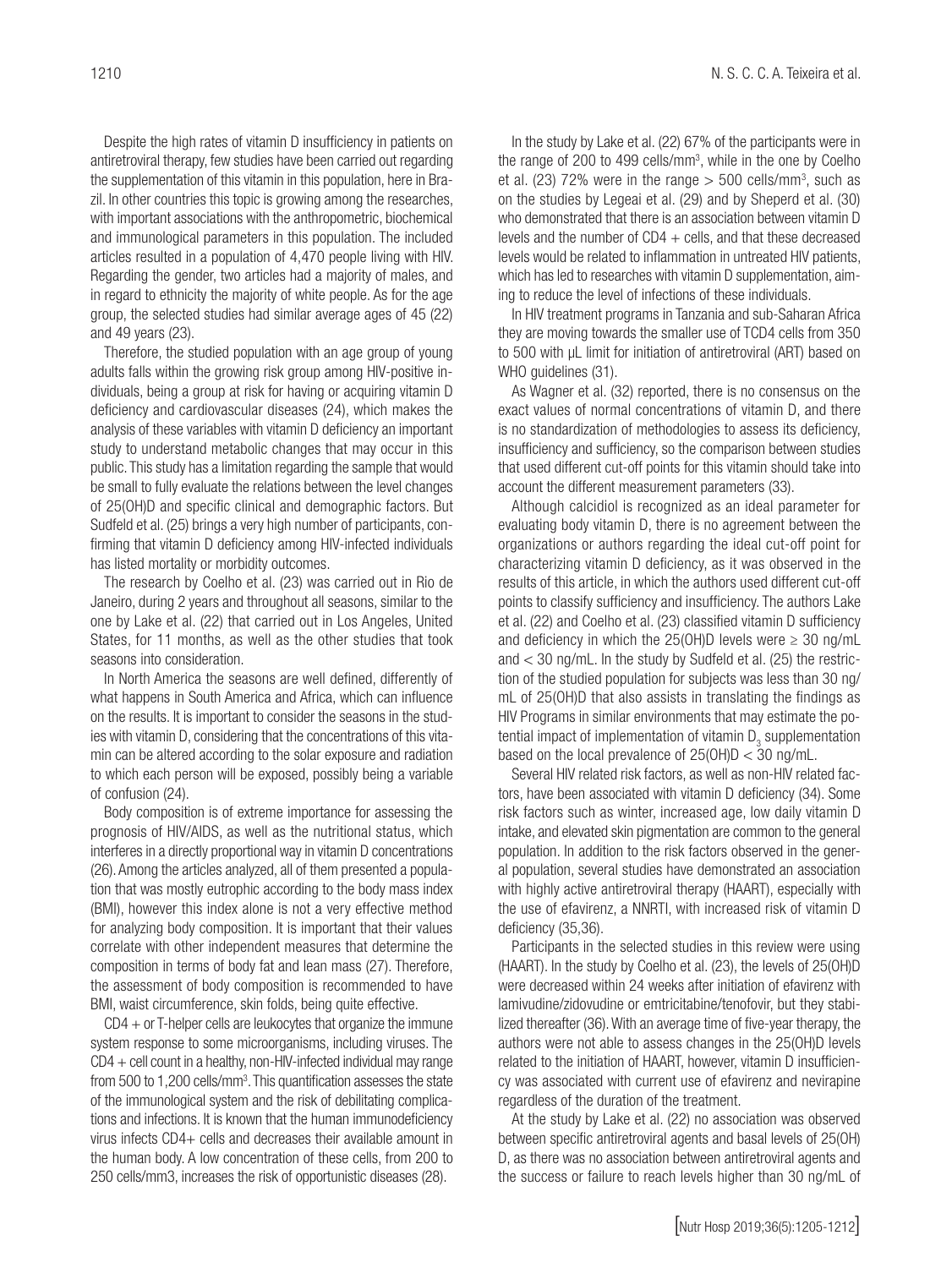Despite the high rates of vitamin D insufficiency in patients on antiretroviral therapy, few studies have been carried out regarding the supplementation of this vitamin in this population, here in Brazil. In other countries this topic is growing among the researches, with important associations with the anthropometric, biochemical and immunological parameters in this population. The included articles resulted in a population of 4,470 people living with HIV. Regarding the gender, two articles had a majority of males, and in regard to ethnicity the majority of white people. As for the age group, the selected studies had similar average ages of 45 (22) and 49 years (23).

Therefore, the studied population with an age group of young adults falls within the growing risk group among HIV-positive individuals, being a group at risk for having or acquiring vitamin D deficiency and cardiovascular diseases (24), which makes the analysis of these variables with vitamin D deficiency an important study to understand metabolic changes that may occur in this public. This study has a limitation regarding the sample that would be small to fully evaluate the relations between the level changes of 25(OH)D and specific clinical and demographic factors. But Sudfeld et al. (25) brings a very high number of participants, confirming that vitamin D deficiency among HIV-infected individuals has listed mortality or morbidity outcomes.

The research by Coelho et al. (23) was carried out in Rio de Janeiro, during 2 years and throughout all seasons, similar to the one by Lake et al. (22) that carried out in Los Angeles, United States, for 11 months, as well as the other studies that took seasons into consideration.

In North America the seasons are well defined, differently of what happens in South America and Africa, which can influence on the results. It is important to consider the seasons in the studies with vitamin D, considering that the concentrations of this vitamin can be altered according to the solar exposure and radiation to which each person will be exposed, possibly being a variable of confusion (24).

Body composition is of extreme importance for assessing the prognosis of HIV/AIDS, as well as the nutritional status, which interferes in a directly proportional way in vitamin D concentrations (26). Among the articles analyzed, all of them presented a population that was mostly eutrophic according to the body mass index (BMI), however this index alone is not a very effective method for analyzing body composition. It is important that their values correlate with other independent measures that determine the composition in terms of body fat and lean mass (27). Therefore, the assessment of body composition is recommended to have BMI, waist circumference, skin folds, being quite effective.

CD4 + or T-helper cells are leukocytes that organize the immune system response to some microorganisms, including viruses. The CD4 + cell count in a healthy, non-HIV-infected individual may range from 500 to 1,200 cells/mm$^3$. This quantification assesses the state of the immunological system and the risk of debilitating complications and infections. It is known that the human immunodeficiency virus infects CD4+ cells and decreases their available amount in the human body. A low concentration of these cells, from 200 to 250 cells/mm3, increases the risk of opportunistic diseases (28).

In the study by Lake et al. (22) 67% of the participants were in the range of 200 to 499 cells/mm$^3$, while in the one by Coelho et al. (23) 72% were in the range > 500 cells/mm$^3$, such as on the studies by Legeai et al. (29) and by Sheperd et al. (30) who demonstrated that there is an association between vitamin D levels and the number of CD4 + cells, and that these decreased levels would be related to inflammation in untreated HIV patients, which has led to researches with vitamin D supplementation, aiming to reduce the level of infections of these individuals.

In HIV treatment programs in Tanzania and sub-Saharan Africa they are moving towards the smaller use of TCD4 cells from 350 to 500 with µL limit for initiation of antiretroviral (ART) based on WHO guidelines (31).

As Wagner et al. (32) reported, there is no consensus on the exact values of normal concentrations of vitamin D, and there is no standardization of methodologies to assess its deficiency, insufficiency and sufficiency, so the comparison between studies that used different cut-off points for this vitamin should take into account the different measurement parameters (33).

Although calcidiol is recognized as an ideal parameter for evaluating body vitamin D, there is no agreement between the organizations or authors regarding the ideal cut-off point for characterizing vitamin D deficiency, as it was observed in the results of this article, in which the authors used different cut-off points to classify sufficiency and insufficiency. The authors Lake et al. (22) and Coelho et al. (23) classified vitamin D sufficiency and deficiency in which the 25(OH)D levels were ≥ 30 ng/mL and < 30 ng/mL. In the study by Sudfeld et al. (25) the restriction of the studied population for subjects was less than 30 ng/mL of 25(OH)D that also assists in translating the findings as HIV Programs in similar environments that may estimate the potential impact of implementation of vitamin $D_3$ supplementation based on the local prevalence of 25(OH)D < 30 ng/mL.

Several HIV related risk factors, as well as non-HIV related factors, have been associated with vitamin D deficiency (34). Some risk factors such as winter, increased age, low daily vitamin D intake, and elevated skin pigmentation are common to the general population. In addition to the risk factors observed in the general population, several studies have demonstrated an association with highly active antiretroviral therapy (HAART), especially with the use of efavirenz, a NNRTI, with increased risk of vitamin D deficiency (35,36).

Participants in the selected studies in this review were using (HAART). In the study by Coelho et al. (23), the levels of 25(OH)D were decreased within 24 weeks after initiation of efavirenz with lamivudine/zidovudine or emtricitabine/tenofovir, but they stabilized thereafter (36). With an average time of five-year therapy, the authors were not able to assess changes in the 25(OH)D levels related to the initiation of HAART, however, vitamin D insufficiency was associated with current use of efavirenz and nevirapine regardless of the duration of the treatment.

At the study by Lake et al. (22) no association was observed between specific antiretroviral agents and basal levels of 25(OH) D, as there was no association between antiretroviral agents and the success or failure to reach levels higher than 30 ng/mL of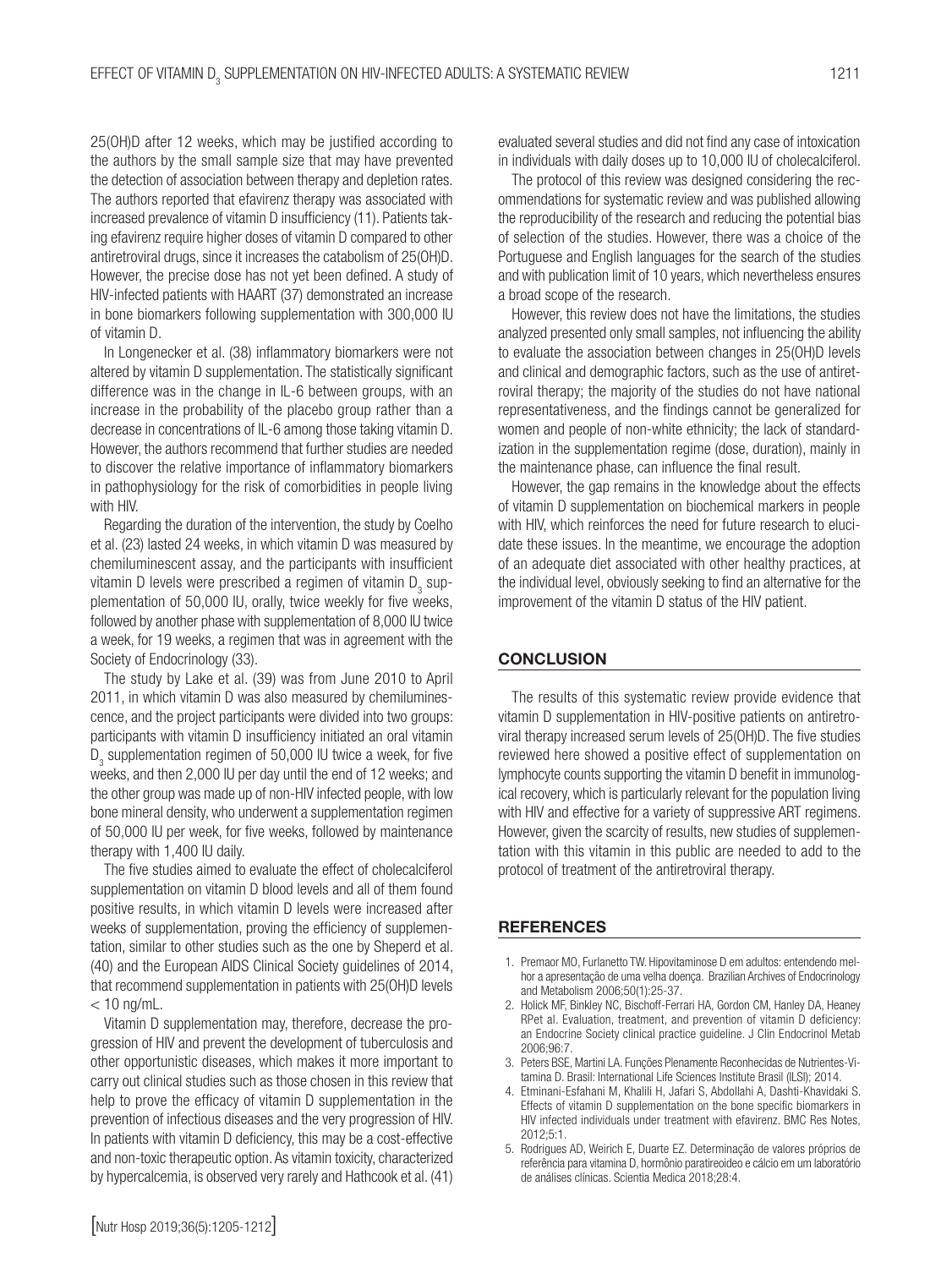25(OH)D after 12 weeks, which may be justified according to the authors by the small sample size that may have prevented the detection of association between therapy and depletion rates. The authors reported that efavirenz therapy was associated with increased prevalence of vitamin D insufficiency (11). Patients taking efavirenz require higher doses of vitamin D compared to other antiretroviral drugs, since it increases the catabolism of 25(OH)D. However, the precise dose has not yet been defined. A study of HIV-infected patients with HAART (37) demonstrated an increase in bone biomarkers following supplementation with 300,000 IU of vitamin D.

In Longenecker et al. (38) inflammatory biomarkers were not altered by vitamin D supplementation. The statistically significant difference was in the change in IL-6 between groups, with an increase in the probability of the placebo group rather than a decrease in concentrations of IL-6 among those taking vitamin D. However, the authors recommend that further studies are needed to discover the relative importance of inflammatory biomarkers in pathophysiology for the risk of comorbidities in people living with HIV.

Regarding the duration of the intervention, the study by Coelho et al. (23) lasted 24 weeks, in which vitamin D was measured by chemiluminescent assay, and the participants with insufficient vitamin D levels were prescribed a regimen of vitamin $D_3$ supplementation of 50,000 IU, orally, twice weekly for five weeks, followed by another phase with supplementation of 8,000 IU twice a week, for 19 weeks, a regimen that was in agreement with the Society of Endocrinology (33).

The study by Lake et al. (39) was from June 2010 to April 2011, in which vitamin D was also measured by chemiluminescence, and the project participants were divided into two groups: participants with vitamin D insufficiency initiated an oral vitamin $D_3$ supplementation regimen of 50,000 IU twice a week, for five weeks, and then 2,000 IU per day until the end of 12 weeks; and the other group was made up of non-HIV infected people, with low bone mineral density, who underwent a supplementation regimen of 50,000 IU per week, for five weeks, followed by maintenance therapy with 1,400 IU daily.

The five studies aimed to evaluate the effect of cholecalciferol supplementation on vitamin D blood levels and all of them found positive results, in which vitamin D levels were increased after weeks of supplementation, proving the efficiency of supplementation, similar to other studies such as the one by Sheperd et al. (40) and the European AIDS Clinical Society guidelines of 2014, that recommend supplementation in patients with 25(OH)D levels < 10 ng/mL.

Vitamin D supplementation may, therefore, decrease the progression of HIV and prevent the development of tuberculosis and other opportunistic diseases, which makes it more important to carry out clinical studies such as those chosen in this review that help to prove the efficacy of vitamin D supplementation in the prevention of infectious diseases and the very progression of HIV. In patients with vitamin D deficiency, this may be a cost-effective and non-toxic therapeutic option. As vitamin toxicity, characterized by hypercalcemia, is observed very rarely and Hathcook et al. (41) evaluated several studies and did not find any case of intoxication in individuals with daily doses up to 10,000 IU of cholecalciferol.

The protocol of this review was designed considering the recommendations for systematic review and was published allowing the reproducibility of the research and reducing the potential bias of selection of the studies. However, there was a choice of the Portuguese and English languages for the search of the studies and with publication limit of 10 years, which nevertheless ensures a broad scope of the research.

However, this review does not have the limitations, the studies analyzed presented only small samples, not influencing the ability to evaluate the association between changes in 25(OH)D levels and clinical and demographic factors, such as the use of antiretroviral therapy; the majority of the studies do not have national representativeness, and the findings cannot be generalized for women and people of non-white ethnicity; the lack of standardization in the supplementation regime (dose, duration), mainly in the maintenance phase, can influence the final result.

However, the gap remains in the knowledge about the effects of vitamin D supplementation on biochemical markers in people with HIV, which reinforces the need for future research to elucidate these issues. In the meantime, we encourage the adoption of an adequate diet associated with other healthy practices, at the individual level, obviously seeking to find an alternative for the improvement of the vitamin D status of the HIV patient.

## CONCLUSION

The results of this systematic review provide evidence that vitamin D supplementation in HIV-positive patients on antiretroviral therapy increased serum levels of 25(OH)D. The five studies reviewed here showed a positive effect of supplementation on lymphocyte counts supporting the vitamin D benefit in immunological recovery, which is particularly relevant for the population living with HIV and effective for a variety of suppressive ART regimens. However, given the scarcity of results, new studies of supplementation with this vitamin in this public are needed to add to the protocol of treatment of the antiretroviral therapy.

## REFERENCES

1. Premaor MO, Furlanetto TW. Hipovitaminose D em adultos: entendendo melhor a apresentação de uma velha doença. Brazilian Archives of Endocrinology and Metabolism 2006;50(1):25-37.
2. Holick MF, Binkley NC, Bischoff-Ferrari HA, Gordon CM, Hanley DA, Heaney RPet al. Evaluation, treatment, and prevention of vitamin D deficiency: an Endocrine Society clinical practice guideline. J Clin Endocrinol Metab 2006;96:7.
3. Peters BSE, Martini LA. Funções Plenamente Reconhecidas de Nutrientes-Vitamina D. Brasil: International Life Sciences Institute Brasil (ILSI); 2014.
4. Etminani-Esfahani M, Khalili H, Jafari S, Abdollahi A, Dashti-Khavidaki S. Effects of vitamin D supplementation on the bone specific biomarkers in HIV infected individuals under treatment with efavirenz. BMC Res Notes, 2012;5:1.
5. Rodrigues AD, Weirich E, Duarte EZ. Determinação de valores próprios de referência para vitamina D, hormônio paratireoideo e cálcio em um laboratório de análises clínicas. Scientia Medica 2018;28:4.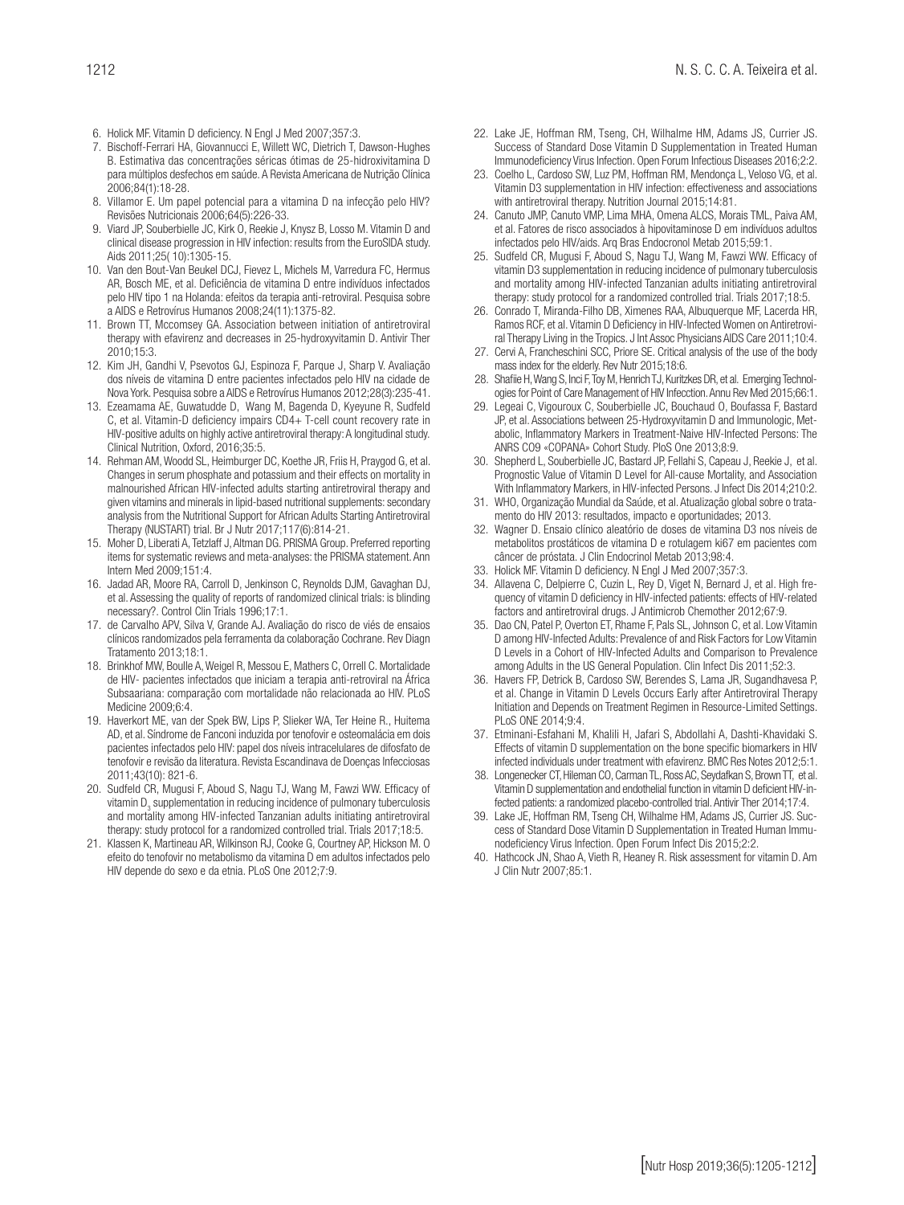6. Holick MF. Vitamin D deficiency. N Engl J Med 2007;357:3.
7. Bischoff-Ferrari HA, Giovannucci E, Willett WC, Dietrich T, Dawson-Hughes B. Estimativa das concentrações séricas ótimas de 25-hidroxivitamina D para múltiplos desfechos em saúde. A Revista Americana de Nutrição Clínica 2006;84(1):18-28.
8. Villamor E. Um papel potencial para a vitamina D na infecção pelo HIV? Revisões Nutricionais 2006;64(5):226-33.
9. Viard JP, Souberbielle JC, Kirk O, Reekie J, Knysz B, Losso M. Vitamin D and clinical disease progression in HIV infection: results from the EuroSIDA study. Aids 2011;25( 10):1305-15.
10. Van den Bout-Van Beukel DCJ, Fievez L, Michels M, Varredura FC, Hermus AR, Bosch ME, et al. Deficiência de vitamina D entre indivíduos infectados pelo HIV tipo 1 na Holanda: efeitos da terapia anti-retroviral. Pesquisa sobre a AIDS e Retrovírus Humanos 2008;24(11):1375-82.
11. Brown TT, Mccomsey GA. Association between initiation of antiretroviral therapy with efavirenz and decreases in 25-hydroxyvitamin D. Antivir Ther 2010;15:3.
12. Kim JH, Gandhi V, Psevotos GJ, Espinoza F, Parque J, Sharp V. Avaliação dos níveis de vitamina D entre pacientes infectados pelo HIV na cidade de Nova York. Pesquisa sobre a AIDS e Retrovírus Humanos 2012;28(3):235-41.
13. Ezeamama AE, Guwatudde D, Wang M, Bagenda D, Kyeyune R, Sudfeld C, et al. Vitamin-D deficiency impairs CD4+ T-cell count recovery rate in HIV-positive adults on highly active antiretroviral therapy: A longitudinal study. Clinical Nutrition, Oxford, 2016;35:5.
14. Rehman AM, Woodd SL, Heimburger DC, Koethe JR, Friis H, Praygod G, et al. Changes in serum phosphate and potassium and their effects on mortality in malnourished African HIV-infected adults starting antiretroviral therapy and given vitamins and minerals in lipid-based nutritional supplements: secondary analysis from the Nutritional Support for African Adults Starting Antiretroviral Therapy (NUSTART) trial. Br J Nutr 2017;117(6):814-21.
15. Moher D, Liberati A, Tetzlaff J, Altman DG. PRISMA Group. Preferred reporting items for systematic reviews and meta-analyses: the PRISMA statement. Ann Intern Med 2009;151:4.
16. Jadad AR, Moore RA, Carroll D, Jenkinson C, Reynolds DJM, Gavaghan DJ, et al. Assessing the quality of reports of randomized clinical trials: is blinding necessary?. Control Clin Trials 1996;17:1.
17. de Carvalho APV, Silva V, Grande AJ. Avaliação do risco de viés de ensaios clínicos randomizados pela ferramenta da colaboração Cochrane. Rev Diagn Tratamento 2013;18:1.
18. Brinkhof MW, Boulle A, Weigel R, Messou E, Mathers C, Orrell C. Mortalidade de HIV- pacientes infectados que iniciam a terapia anti-retroviral na África Subsaariana: comparação com mortalidade não relacionada ao HIV. PLoS Medicine 2009;6:4.
19. Haverkort ME, van der Spek BW, Lips P, Slieker WA, Ter Heine R., Huitema AD, et al. Síndrome de Fanconi induzida por tenofovir e osteomalácia em dois pacientes infectados pelo HIV: papel dos níveis intracelulares de difosfato de tenofovir e revisão da literatura. Revista Escandinava de Doenças Infecciosas 2011;43(10): 821-6.
20. Sudfeld CR, Mugusi F, Aboud S, Nagu TJ, Wang M, Fawzi WW. Efficacy of vitamin $D_3$ supplementation in reducing incidence of pulmonary tuberculosis and mortality among HIV-infected Tanzanian adults initiating antiretroviral therapy: study protocol for a randomized controlled trial. Trials 2017;18:5.
21. Klassen K, Martineau AR, Wilkinson RJ, Cooke G, Courtney AP, Hickson M. O efeito do tenofovir no metabolismo da vitamina D em adultos infectados pelo HIV depende do sexo e da etnia. PLoS One 2012;7:9.
22. Lake JE, Hoffman RM, Tseng, CH, Wilhalme HM, Adams JS, Currier JS. Success of Standard Dose Vitamin D Supplementation in Treated Human Immunodeficiency Virus Infection. Open Forum Infectious Diseases 2016;2:2.
23. Coelho L, Cardoso SW, Luz PM, Hoffman RM, Mendonça L, Veloso VG, et al. Vitamin D3 supplementation in HIV infection: effectiveness and associations with antiretroviral therapy. Nutrition Journal 2015;14:81.
24. Canuto JMP, Canuto VMP, Lima MHA, Omena ALCS, Morais TML, Paiva AM, et al. Fatores de risco associados à hipovitaminose D em indivíduos adultos infectados pelo HIV/aids. Arq Bras Endocronol Metab 2015;59:1.
25. Sudfeld CR, Mugusi F, Aboud S, Nagu TJ, Wang M, Fawzi WW. Efficacy of vitamin D3 supplementation in reducing incidence of pulmonary tuberculosis and mortality among HIV-infected Tanzanian adults initiating antiretroviral therapy: study protocol for a randomized controlled trial. Trials 2017;18:5.
26. Conrado T, Miranda-Filho DB, Ximenes RAA, Albuquerque MF, Lacerda HR, Ramos RCF, et al. Vitamin D Deficiency in HIV-Infected Women on Antiretroviral Therapy Living in the Tropics. J Int Assoc Physicians AIDS Care 2011;10:4.
27. Cervi A, Franceschini SCC, Priore SE. Critical analysis of the use of the body mass index for the elderly. Rev Nutr 2015;18:6.
28. Shafiie H, Wang S, Inci F, Toy M, Henrich TJ, Kuritzkes DR, et al. Emerging Technologies for Point of Care Management of HIV Infecction. Annu Rev Med 2015;66:1.
29. Legeai C, Vigouroux C, Souberbielle JC, Bouchaud O, Boufassa F, Bastard JP, et al. Associations between 25-Hydroxyvitamin D and Immunologic, Metabolic, Inflammatory Markers in Treatment-Naive HIV-Infected Persons: The ANRS CO9 «COPANA» Cohort Study. PloS One 2013;8:9.
30. Shepherd L, Souberbielle JC, Bastard JP, Fellahi S, Capeau J, Reekie J, et al. Prognostic Value of Vitamin D Level for All-cause Mortality, and Association With Inflammatory Markers, in HIV-infected Persons. J Infect Dis 2014;210:2.
31. WHO, Organização Mundial da Saúde, et al. Atualização global sobre o tratamento do HIV 2013: resultados, impacto e oportunidades; 2013.
32. Wagner D. Ensaio clínico aleatório de doses de vitamina D3 nos níveis de metabolitos prostáticos de vitamina D e rotulagem ki67 em pacientes com câncer de próstata. J Clin Endocrinol Metab 2013;98:4.
33. Holick MF. Vitamin D deficiency. N Engl J Med 2007;357:3.
34. Allavena C, Delpierre C, Cuzin L, Rey D, Viget N, Bernard J, et al. High frequency of vitamin D deficiency in HIV-infected patients: effects of HIV-related factors and antiretroviral drugs. J Antimicrob Chemother 2012;67:9.
35. Dao CN, Patel P, Overton ET, Rhame F, Pals SL, Johnson C, et al. Low Vitamin D among HIV-Infected Adults: Prevalence of and Risk Factors for Low Vitamin D Levels in a Cohort of HIV-Infected Adults and Comparison to Prevalence among Adults in the US General Population. Clin Infect Dis 2011;52:3.
36. Havers FP, Detrick B, Cardoso SW, Berendes S, Lama JR, Sugandhavesa P, et al. Change in Vitamin D Levels Occurs Early after Antiretroviral Therapy Initiation and Depends on Treatment Regimen in Resource-Limited Settings. PLoS ONE 2014;9:4.
37. Etminani-Esfahani M, Khalili H, Jafari S, Abdollahi A, Dashti-Khavidaki S. Effects of vitamin D supplementation on the bone specific biomarkers in HIV infected individuals under treatment with efavirenz. BMC Res Notes 2012;5:1.
38. Longenecker CT, Hileman CO, Carman TL, Ross AC, Seydafkan S, Brown TT, et al. Vitamin D supplementation and endothelial function in vitamin D deficient HIV-infected patients: a randomized placebo-controlled trial. Antivir Ther 2014;17:4.
39. Lake JE, Hoffman RM, Tseng CH, Wilhalme HM, Adams JS, Currier JS. Success of Standard Dose Vitamin D Supplementation in Treated Human Immunodeficiency Virus Infection. Open Forum Infect Dis 2015;2:2.
40. Hathcock JN, Shao A, Vieth R, Heaney R. Risk assessment for vitamin D. Am J Clin Nutr 2007;85:1.